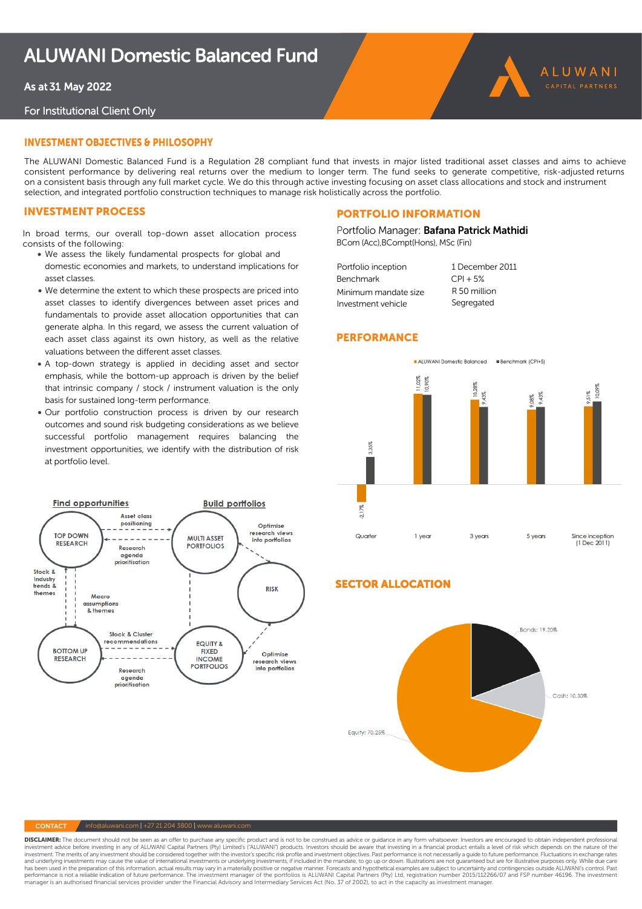# ALUWANI Domestic Balanced Fund

As at 31 May 2022

For Institutional Client Only

ALUWANI CAPITAL PARTNERS

## INVESTMENT OBJECTIVES & PHILOSOPHY

The ALUWANI Domestic Balanced Fund is a Regulation 28 compliant fund that invests in major listed traditional asset classes and aims to achieve consistent performance by delivering real returns over the medium to longer term. The fund seeks to generate competitive, risk-adjusted returns on a consistent basis through any full market cycle. We do this through active investing focusing on asset class allocations and stock and instrument selection, and integrated portfolio construction techniques to manage risk holistically across the portfolio.

## INVESTMENT PROCESS

In broad terms, our overall top-down asset allocation process consists of the following:

- We assess the likely fundamental prospects for global and domestic economies and markets, to understand implications for asset classes.
- We determine the extent to which these prospects are priced into asset classes to identify divergences between asset prices and fundamentals to provide asset allocation opportunities that can generate alpha. In this regard, we assess the current valuation of each asset class against its own history, as well as the relative valuations between the different asset classes.
- A top-down strategy is applied in deciding asset and sector emphasis, while the bottom-up approach is driven by the belief that intrinsic company / stock / instrument valuation is the only basis for sustained long-term performance.
- Our portfolio construction process is driven by our research outcomes and sound risk budgeting considerations as we believe successful portfolio management requires balancing the investment opportunities, we identify with the distribution of risk at portfolio level.

**Find opportunities** | **Build portfolios**

- TOP DOWN RESEARCH → (Asset class positioning) → MULTI ASSET PORTFOLIOS
- MULTI ASSET PORTFOLIOS → TOP DOWN RESEARCH (Research agenda prioritisation)
- MULTI ASSET PORTFOLIOS → RISK (Optimise research views into portfolios)
- TOP DOWN RESEARCH ↔ BOTTOM UP RESEARCH (Stock & industry trends & themes; Macro assumptions & themes)
- BOTTOM UP RESEARCH → (Stock & Cluster recommendations) → EQUITY & FIXED INCOME PORTFOLIOS
- EQUITY & FIXED INCOME PORTFOLIOS → BOTTOM UP RESEARCH (Research agenda prioritisation)
- EQUITY & FIXED INCOME PORTFOLIOS → RISK (Optimise research views into portfolios)

## PORTFOLIO INFORMATION

Portfolio Manager: **Bafana Patrick Mathidi**
BCom (Acc),BCompt(Hons), MSc (Fin)

| | |
|---|---|
| Portfolio inception | 1 December 2011 |
| Benchmark | CPI + 5% |
| Minimum mandate size | R 50 million |
| Investment vehicle | Segregated |

## PERFORMANCE

| | ALUWANI Domestic Balanced | Benchmark (CPI+5) |
|---|---|---|
| Quarter | -2.17% | 3.35% |
| 1 year | 11.02% | 10.90% |
| 3 years | 10.28% | 9.43% |
| 5 years | 9.08% | 9.43% |
| Since inception (1 Dec 2011) | 9.51% | 10.09% |

## SECTOR ALLOCATION

| Sector | Allocation |
|---|---|
| Equity | 70.25% |
| Bonds | 19.20% |
| Cash | 10.30% |

**CONTACT** info@aluwani.com | +27 21 204 3800 | www.aluwani.com

**DISCLAIMER:** The document should not be seen as an offer to purchase any specific product and is not to be construed as advice or guidance in any form whatsoever. Investors are encouraged to obtain independent professional investment advice before investing in any of ALUWANI Capital Partners (Pty) Limited's ("ALUWANI") products. Investors should be aware that investing in a financial product entails a level of risk which depends on the nature of the investment. The merits of any investment should be considered together with the investor's specific risk profile and investment objectives. Past performance is not necessarily a guide to future performance. Fluctuations in exchange rates and underlying investments may cause the value of international investments or underlying investments, if included in the mandate, to go up or down. Illustrations are not guaranteed but are for illustrative purposes only. While due care has been used in the preparation of this information, actual results may vary in a materially positive or negative manner. Forecasts and hypothetical examples are subject to uncertainty and contingencies outside ALUWANI's control. Past performance is not a reliable indication of future performance. The investment manager of the portfolios is ALUWANI Capital Partners (Pty) Ltd, registration number 2015/112266/07 and FSP number 46196. The investment manager is an authorised financial services provider under the Financial Advisory and Intermediary Services Act (No. 37 of 2002), to act in the capacity as investment manager.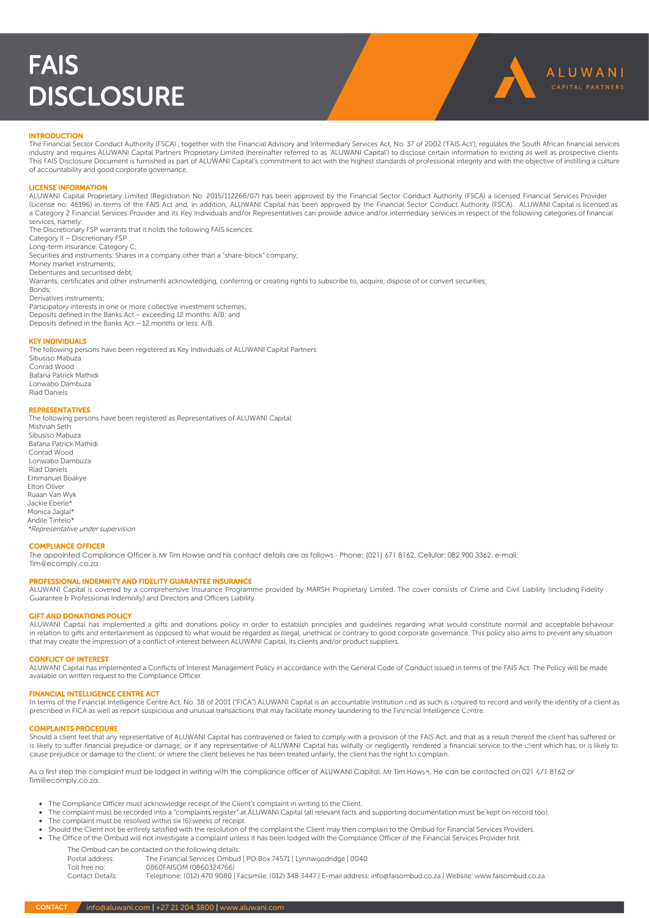# FAIS DISCLOSURE

ALUWANI CAPITAL PARTNERS

## INTRODUCTION

The Financial Sector Conduct Authority (FSCA) , together with the Financial Advisory and Intermediary Services Act, No. 37 of 2002 ('FAIS Act'), regulates the South African financial services industry and requires ALUWANI Capital Partners Proprietary Limited (hereinafter referred to as 'ALUWANI Capital') to disclose certain information to existing as well as prospective clients. This FAIS Disclosure Document is furnished as part of ALUWANI Capital's commitment to act with the highest standards of professional integrity and with the objective of instilling a culture of accountability and good corporate governance.

## LICENSE INFORMATION

ALUWANI Capital Proprietary Limited (Registration No: 2015/112266/07) has been approved by the Financial Sector Conduct Authority (FSCA) a licensed Financial Services Provider (License no: 46196) in terms of the FAIS Act and, in addition, ALUWANI Capital has been approved by the Financial Sector Conduct Authority (FSCA). ALUWANI Capital is licensed as a Category 2 Financial Services Provider and its Key Individuals and/or Representatives can provide advice and/or intermediary services in respect of the following categories of financial services, namely:

The Discretionary FSP warrants that it holds the following FAIS licences:
Category II – Discretionary FSP
Long-term insurance: Category C;
Securities and instruments: Shares in a company other than a "share-block" company;
Money market instruments;
Debentures and securitised debt;
Warrants, certificates and other instruments acknowledging, conferring or creating rights to subscribe to, acquire, dispose of or convert securities;
Bonds;
Derivatives instruments;
Participatory interests in one or more collective investment schemes;
Deposits defined in the Banks Act – exceeding 12 months: A/B; and
Deposits defined in the Banks Act – 12 months or less: A/B.

## KEY INDIVIDUALS

The following persons have been registered as Key Individuals of ALUWANI Capital Partners:
Sibusiso Mabuza
Conrad Wood
Bafana Patrick Mathidi
Lonwabo Dambuza
Riad Daniels

## REPRESENTATIVES

The following persons have been registered as Representatives of ALUWANI Capital:
Mishnah Seth
Sibusiso Mabuza
Bafana Patrick Mathidi
Conrad Wood
Lonwabo Dambuza
Riad Daniels
Emmanuel Boakye
Elton Oliver
Ruaan Van Wyk
Jackie Eberle*
Monica Jaglal*
Andile Tintelo*
*\*Representative under supervision*

## COMPLIANCE OFFICER

The appointed Compliance Officer is Mr Tim Howse and his contact details are as follows - Phone: (021) 671 8162, Cellular: 082 900 3362. e-mail: Tim@ecomply.co.za

## PROFESSIONAL INDEMNITY AND FIDELITY GUARANTEE INSURANCE

ALUWANI Capital is covered by a comprehensive Insurance Programme provided by MARSH Proprietary Limited. The cover consists of Crime and Civil Liability (including Fidelity Guarantee & Professional Indemnity) and Directors and Officers Liability.

## GIFT AND DONATIONS POLICY

ALUWANI Capital has implemented a gifts and donations policy in order to establish principles and guidelines regarding what would constitute normal and acceptable behaviour in relation to gifts and entertainment as opposed to what would be regarded as illegal, unethical or contrary to good corporate governance. This policy also aims to prevent any situation that may create the impression of a conflict of interest between ALUWANI Capital, its clients and/or product suppliers.

## CONFLICT OF INTEREST

ALUWANI Capital has implemented a Conflicts of Interest Management Policy in accordance with the General Code of Conduct issued in terms of the FAIS Act. The Policy will be made available on written request to the Compliance Officer.

## FINANCIAL INTELLIGENCE CENTRE ACT

In terms of the Financial Intelligence Centre Act, No. 38 of 2001 ("FICA") ALUWANI Capital is an accountable institution and as such is required to record and verify the identity of a client as prescribed in FICA as well as report suspicious and unusual transactions that may facilitate money laundering to the Financial Intelligence Centre.

## COMPLAINTS PROCEDURE

Should a client feel that any representative of ALUWANI Capital has contravened or failed to comply with a provision of the FAIS Act, and that as a result thereof the client has suffered or is likely to suffer financial prejudice or damage; or if any representative of ALUWANI Capital has wilfully or negligently rendered a financial service to the client which has, or is likely to cause prejudice or damage to the client; or where the client believes he has been treated unfairly, the client has the right to complain.

As a first step the complaint must be lodged in writing with the compliance officer of ALUWANI Capital, Mr Tim Howse, He can be contacted on 021 671 8162 or Tim@ecomply.co.za.

- The Compliance Officer must acknowledge receipt of the Client's complaint in writing to the Client.
- The complaint must be recorded into a "complaints register" at ALUWANI Capital (all relevant facts and supporting documentation must be kept on record too).
- The complaint must be resolved within six (6) weeks of receipt.
- Should the Client not be entirely satisfied with the resolution of the complaint the Client may then complain to the Ombud for Financial Services Providers.
- The Office of the Ombud will not investigate a complaint unless it has been lodged with the Compliance Officer of the Financial Services Provider first.

The Ombud can be contacted on the following details:

| | |
|---|---|
| Postal address: | The Financial Services Ombud \| PO Box 74571 \| Lynnwoodridge \| 0040 |
| Toll free no: | 0860FAISOM (0860324766) |
| Contact Details: | Telephone: (012) 470 9080 \| Facsimile: (012) 348 3447 \| E-mail address: info@faisombud.co.za \| Website: www.faisombud.co.za |

CONTACT info@aluwani.com | +27 21 204 3800 | www.aluwani.com